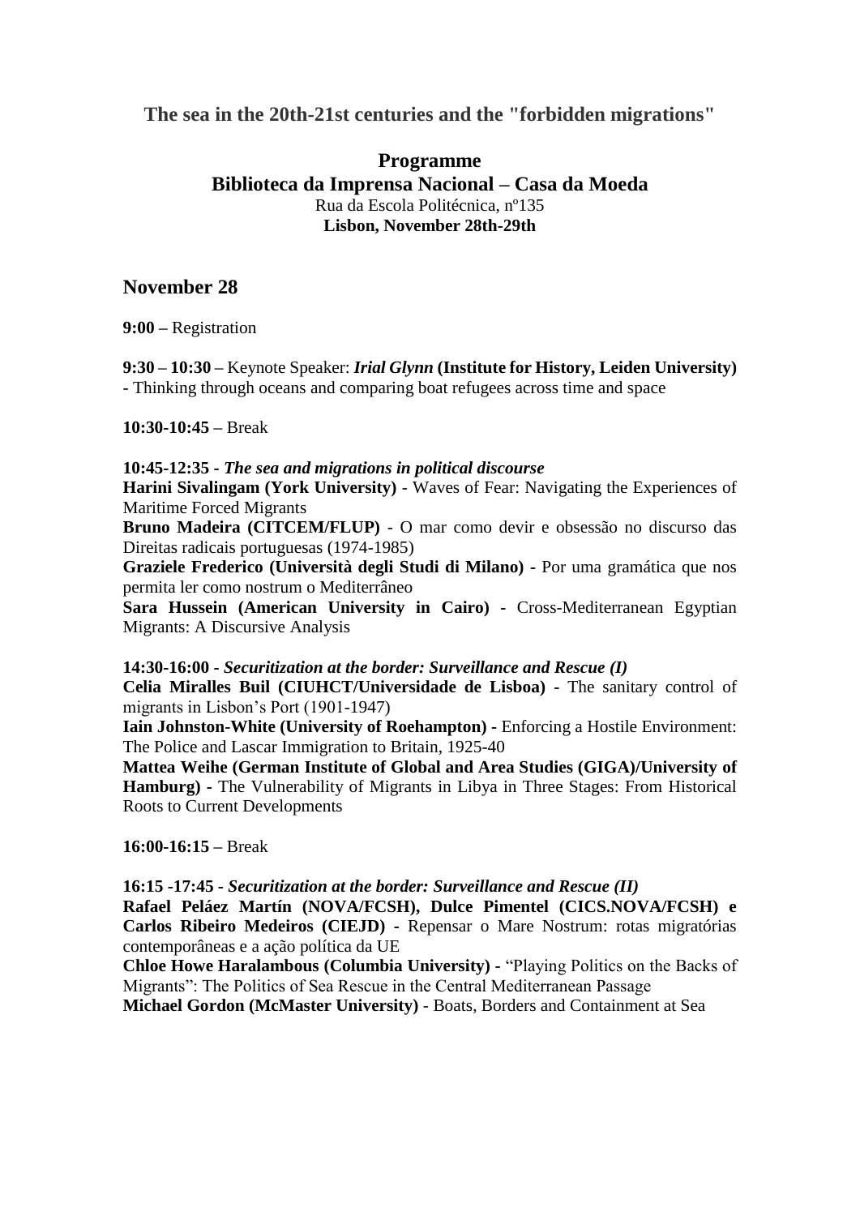## The sea in the 20th-21st centuries and the "forbidden migrations"

**Programme**
**Biblioteca da Imprensa Nacional – Casa da Moeda**
Rua da Escola Politécnica, nº135
**Lisbon, November 28th-29th**

## November 28

**9:00 –** Registration

**9:30 – 10:30 –** Keynote Speaker: ***Irial Glynn* (Institute for History, Leiden University)** - Thinking through oceans and comparing boat refugees across time and space

**10:30-10:45 –** Break

**10:45-12:35 -** ***The sea and migrations in political discourse***
**Harini Sivalingam (York University)** - Waves of Fear: Navigating the Experiences of Maritime Forced Migrants
**Bruno Madeira (CITCEM/FLUP)** - O mar como devir e obsessão no discurso das Direitas radicais portuguesas (1974-1985)
**Graziele Frederico (Università degli Studi di Milano) -** Por uma gramática que nos permita ler como nostrum o Mediterrâneo
**Sara Hussein (American University in Cairo) -** Cross-Mediterranean Egyptian Migrants: A Discursive Analysis

**14:30-16:00 -** ***Securitization at the border: Surveillance and Rescue (I)***
**Celia Miralles Buil (CIUHCT/Universidade de Lisboa) -** The sanitary control of migrants in Lisbon's Port (1901-1947)
**Iain Johnston-White (University of Roehampton) -** Enforcing a Hostile Environment: The Police and Lascar Immigration to Britain, 1925-40
**Mattea Weihe (German Institute of Global and Area Studies (GIGA)/University of Hamburg) -** The Vulnerability of Migrants in Libya in Three Stages: From Historical Roots to Current Developments

**16:00-16:15 –** Break

**16:15 -17:45 -** ***Securitization at the border: Surveillance and Rescue (II)***
**Rafael Peláez Martín (NOVA/FCSH), Dulce Pimentel (CICS.NOVA/FCSH) e Carlos Ribeiro Medeiros (CIEJD) -** Repensar o Mare Nostrum: rotas migratórias contemporâneas e a ação política da UE
**Chloe Howe Haralambous (Columbia University) -** "Playing Politics on the Backs of Migrants": The Politics of Sea Rescue in the Central Mediterranean Passage
**Michael Gordon (McMaster University)** - Boats, Borders and Containment at Sea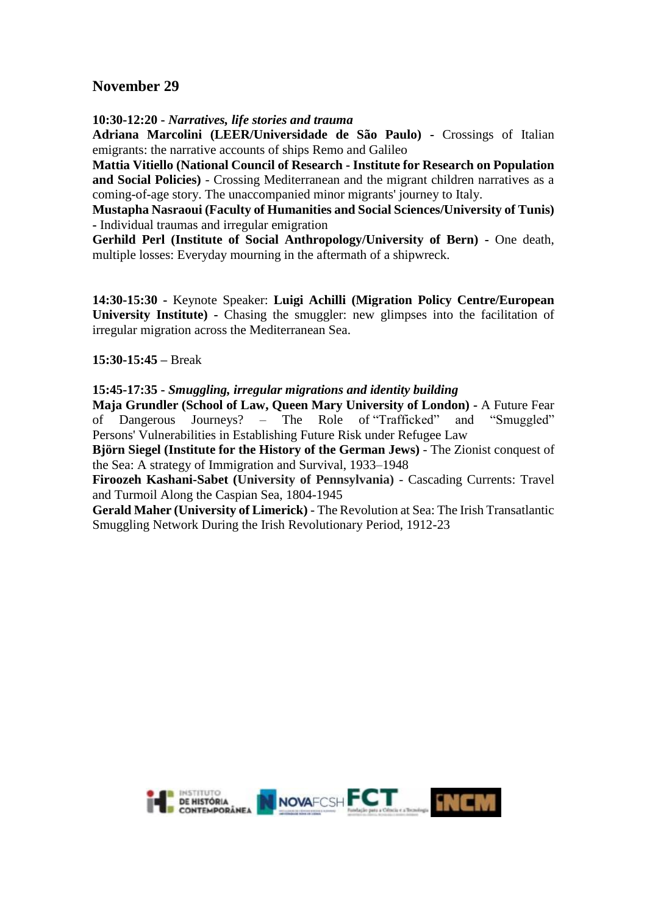## November 29

**10:30-12:20 -** ***Narratives, life stories and trauma***

**Adriana Marcolini (LEER/Universidade de São Paulo) -** Crossings of Italian emigrants: the narrative accounts of ships Remo and Galileo

**Mattia Vitiello (National Council of Research - Institute for Research on Population and Social Policies)** - Crossing Mediterranean and the migrant children narratives as a coming-of-age story. The unaccompanied minor migrants' journey to Italy.

**Mustapha Nasraoui (Faculty of Humanities and Social Sciences/University of Tunis) -** Individual traumas and irregular emigration

**Gerhild Perl (Institute of Social Anthropology/University of Bern) -** One death, multiple losses: Everyday mourning in the aftermath of a shipwreck.

**14:30-15:30 -** Keynote Speaker: **Luigi Achilli (Migration Policy Centre/European University Institute) -** Chasing the smuggler: new glimpses into the facilitation of irregular migration across the Mediterranean Sea.

**15:30-15:45 –** Break

**15:45-17:35 -** ***Smuggling, irregular migrations and identity building***

**Maja Grundler (School of Law, Queen Mary University of London) -** A Future Fear of Dangerous Journeys? – The Role of "Trafficked" and "Smuggled" Persons' Vulnerabilities in Establishing Future Risk under Refugee Law

**Björn Siegel (Institute for the History of the German Jews)** - The Zionist conquest of the Sea: A strategy of Immigration and Survival, 1933–1948

**Firoozeh Kashani-Sabet (University of Pennsylvania)** - Cascading Currents: Travel and Turmoil Along the Caspian Sea, 1804-1945

**Gerald Maher (University of Limerick)** - The Revolution at Sea: The Irish Transatlantic Smuggling Network During the Irish Revolutionary Period, 1912-23